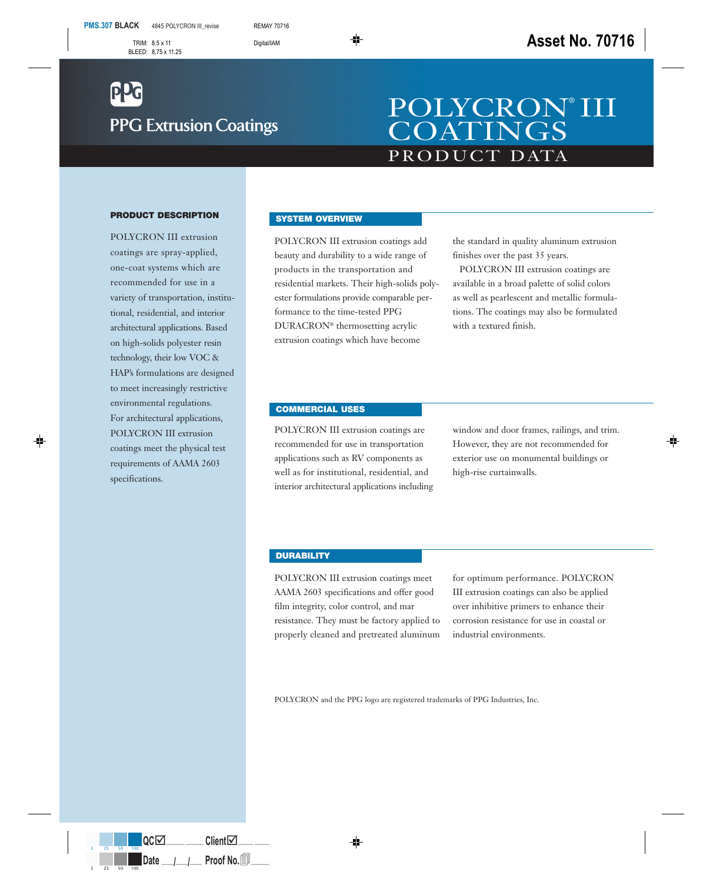PPG Extrusion Coatings

# POLYCRON® III COATINGS

## PRODUCT DATA

### PRODUCT DESCRIPTION

POLYCRON III extrusion coatings are spray-applied, one-coat systems which are recommended for use in a variety of transportation, institutional, residential, and interior architectural applications. Based on high-solids polyester resin technology, their low VOC & HAP's formulations are designed to meet increasingly restrictive environmental regulations. For architectural applications, POLYCRON III extrusion coatings meet the physical test requirements of AAMA 2603 specifications.

### SYSTEM OVERVIEW

POLYCRON III extrusion coatings add beauty and durability to a wide range of products in the transportation and residential markets. Their high-solids polyester formulations provide comparable performance to the time-tested PPG DURACRON® thermosetting acrylic extrusion coatings which have become the standard in quality aluminum extrusion finishes over the past 35 years.

POLYCRON III extrusion coatings are available in a broad palette of solid colors as well as pearlescent and metallic formulations. The coatings may also be formulated with a textured finish.

### COMMERCIAL USES

POLYCRON III extrusion coatings are recommended for use in transportation applications such as RV components as well as for institutional, residential, and interior architectural applications including window and door frames, railings, and trim. However, they are not recommended for exterior use on monumental buildings or high-rise curtainwalls.

### DURABILITY

POLYCRON III extrusion coatings meet AAMA 2603 specifications and offer good film integrity, color control, and mar resistance. They must be factory applied to properly cleaned and pretreated aluminum for optimum performance. POLYCRON III extrusion coatings can also be applied over inhibitive primers to enhance their corrosion resistance for use in coastal or industrial environments.

POLYCRON and the PPG logo are registered trademarks of PPG Industries, Inc.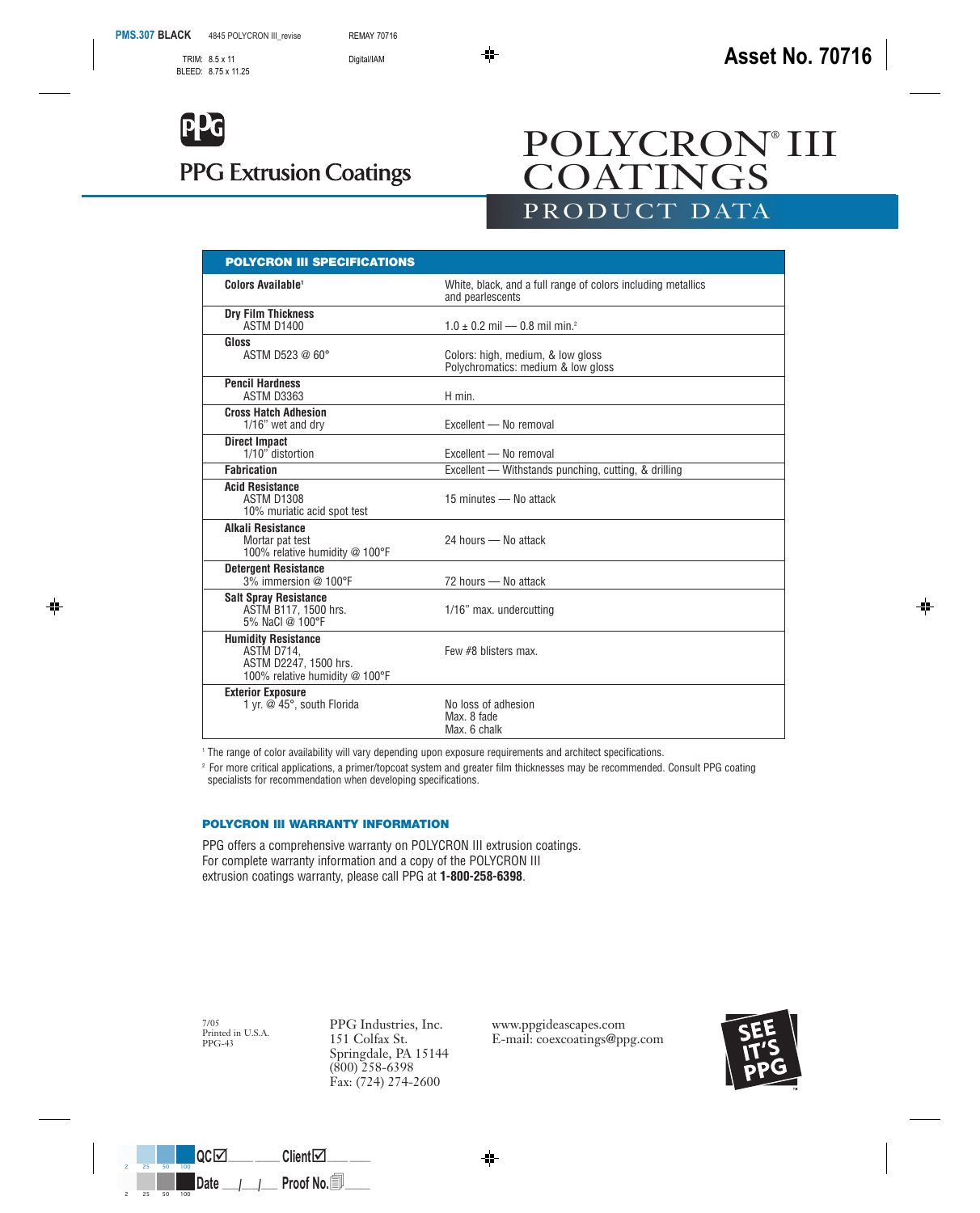PPG Extrusion Coatings

# POLYCRON® III COATINGS

## PRODUCT DATA

| POLYCRON III SPECIFICATIONS | |
|---|---|
| **Colors Available**[1] | White, black, and a full range of colors including metallics and pearlescents |
| **Dry Film Thickness** ASTM D1400 | 1.0 ± 0.2 mil — 0.8 mil min.[2] |
| **Gloss** ASTM D523 @ 60° | Colors: high, medium, & low gloss<br>Polychromatics: medium & low gloss |
| **Pencil Hardness** ASTM D3363 | H min. |
| **Cross Hatch Adhesion** 1/16" wet and dry | Excellent — No removal |
| **Direct Impact** 1/10" distortion | Excellent — No removal |
| **Fabrication** | Excellent — Withstands punching, cutting, & drilling |
| **Acid Resistance** ASTM D1308 10% muriatic acid spot test | 15 minutes — No attack |
| **Alkali Resistance** Mortar pat test 100% relative humidity @ 100°F | 24 hours — No attack |
| **Detergent Resistance** 3% immersion @ 100°F | 72 hours — No attack |
| **Salt Spray Resistance** ASTM B117, 1500 hrs. 5% NaCl @ 100°F | 1/16" max. undercutting |
| **Humidity Resistance** ASTM D714, ASTM D2247, 1500 hrs. 100% relative humidity @ 100°F | Few #8 blisters max. |
| **Exterior Exposure** 1 yr. @ 45°, south Florida | No loss of adhesion<br>Max. 8 fade<br>Max. 6 chalk |

[1] The range of color availability will vary depending upon exposure requirements and architect specifications.

[2] For more critical applications, a primer/topcoat system and greater film thicknesses may be recommended. Consult PPG coating specialists for recommendation when developing specifications.

### POLYCRON III WARRANTY INFORMATION

PPG offers a comprehensive warranty on POLYCRON III extrusion coatings. For complete warranty information and a copy of the POLYCRON III extrusion coatings warranty, please call PPG at **1-800-258-6398**.

7/05
Printed in U.S.A.
PPG-43

PPG Industries, Inc.
151 Colfax St.
Springdale, PA 15144
(800) 258-6398
Fax: (724) 274-2600

www.ppgideascapes.com
E-mail: coexcoatings@ppg.com

SEE IT'S PPG™